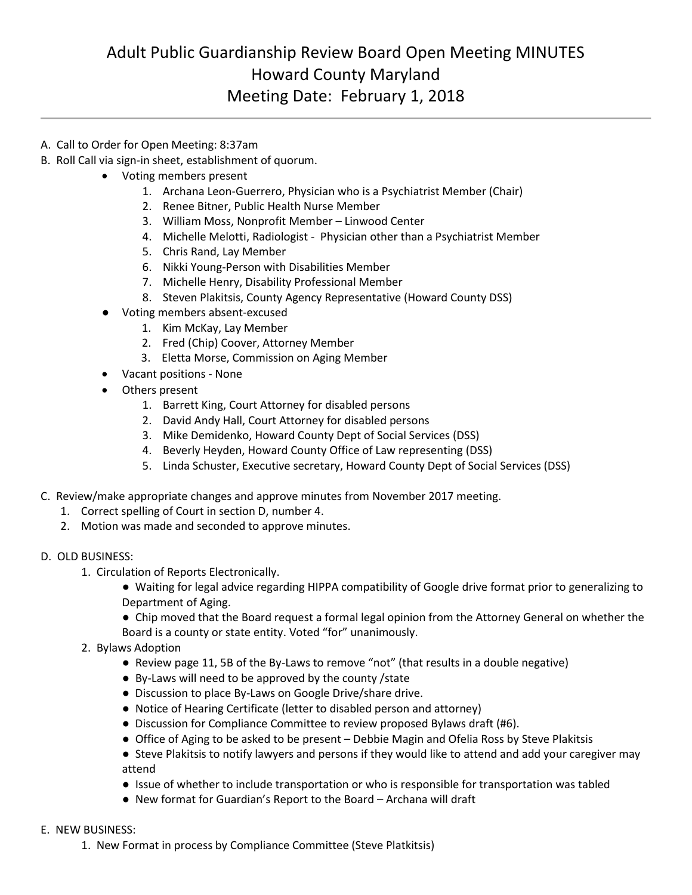# Adult Public Guardianship Review Board Open Meeting MINUTES
# Howard County Maryland
# Meeting Date: February 1, 2018

A. Call to Order for Open Meeting: 8:37am

B. Roll Call via sign-in sheet, establishment of quorum.

- Voting members present
  1. Archana Leon-Guerrero, Physician who is a Psychiatrist Member (Chair)
  2. Renee Bitner, Public Health Nurse Member
  3. William Moss, Nonprofit Member – Linwood Center
  4. Michelle Melotti, Radiologist - Physician other than a Psychiatrist Member
  5. Chris Rand, Lay Member
  6. Nikki Young-Person with Disabilities Member
  7. Michelle Henry, Disability Professional Member
  8. Steven Plakitsis, County Agency Representative (Howard County DSS)
- Voting members absent-excused
  1. Kim McKay, Lay Member
  2. Fred (Chip) Coover, Attorney Member
  3. Eletta Morse, Commission on Aging Member
- Vacant positions - None
- Others present
  1. Barrett King, Court Attorney for disabled persons
  2. David Andy Hall, Court Attorney for disabled persons
  3. Mike Demidenko, Howard County Dept of Social Services (DSS)
  4. Beverly Heyden, Howard County Office of Law representing (DSS)
  5. Linda Schuster, Executive secretary, Howard County Dept of Social Services (DSS)

C. Review/make appropriate changes and approve minutes from November 2017 meeting.

1. Correct spelling of Court in section D, number 4.
2. Motion was made and seconded to approve minutes.

D. OLD BUSINESS:

1. Circulation of Reports Electronically.
   - Waiting for legal advice regarding HIPPA compatibility of Google drive format prior to generalizing to Department of Aging.
   - Chip moved that the Board request a formal legal opinion from the Attorney General on whether the Board is a county or state entity. Voted "for" unanimously.
2. Bylaws Adoption
   - Review page 11, 5B of the By-Laws to remove "not" (that results in a double negative)
   - By-Laws will need to be approved by the county /state
   - Discussion to place By-Laws on Google Drive/share drive.
   - Notice of Hearing Certificate (letter to disabled person and attorney)
   - Discussion for Compliance Committee to review proposed Bylaws draft (#6).
   - Office of Aging to be asked to be present – Debbie Magin and Ofelia Ross by Steve Plakitsis
   - Steve Plakitsis to notify lawyers and persons if they would like to attend and add your caregiver may attend
   - Issue of whether to include transportation or who is responsible for transportation was tabled
   - New format for Guardian's Report to the Board – Archana will draft

E. NEW BUSINESS:

1. New Format in process by Compliance Committee (Steve Platkitsis)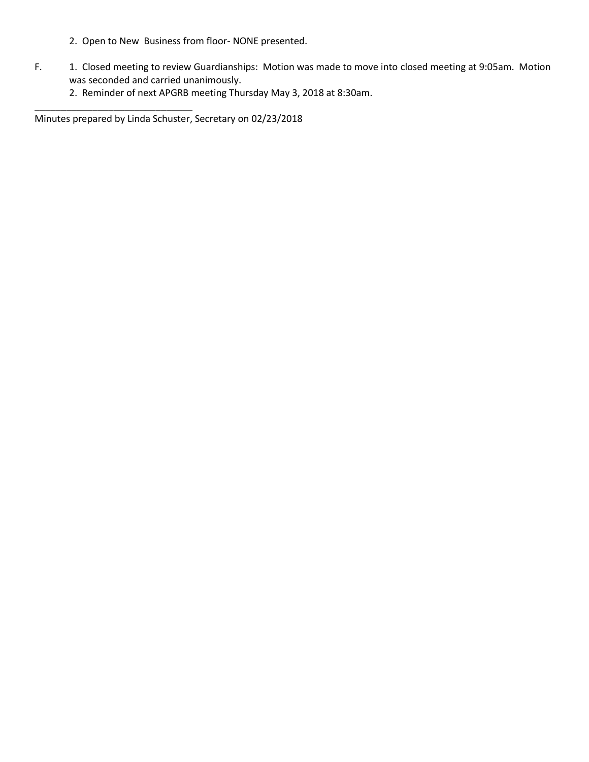2. Open to New Business from floor- NONE presented.

F.
1. Closed meeting to review Guardianships: Motion was made to move into closed meeting at 9:05am. Motion was seconded and carried unanimously.
2. Reminder of next APGRB meeting Thursday May 3, 2018 at 8:30am.

______________________________
Minutes prepared by Linda Schuster, Secretary on 02/23/2018